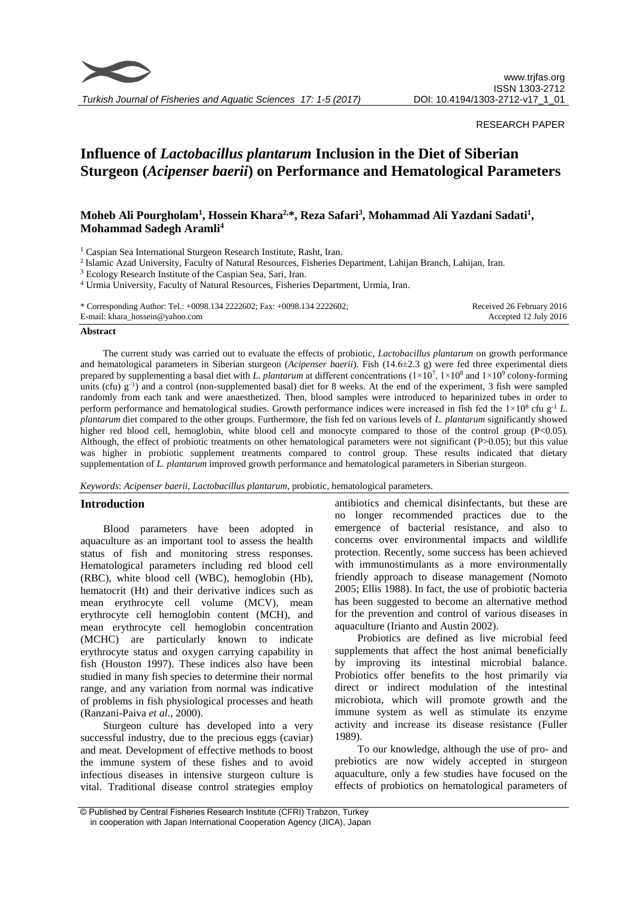RESEARCH PAPER

# Influence of *Lactobacillus plantarum* Inclusion in the Diet of Siberian Sturgeon (*Acipenser baerii*) on Performance and Hematological Parameters

**Moheb Ali Pourgholam[1], Hossein Khara[2,*], Reza Safari[3], Mohammad Ali Yazdani Sadati[1], Mohammad Sadegh Aramli[4]**

[1] Caspian Sea International Sturgeon Research Institute, Rasht, Iran.
[2] Islamic Azad University, Faculty of Natural Resources, Fisheries Department, Lahijan Branch, Lahijan, Iran.
[3] Ecology Research Institute of the Caspian Sea, Sari, Iran.
[4] Urmia University, Faculty of Natural Resources, Fisheries Department, Urmia, Iran.

\* Corresponding Author: Tel.: +0098.134 2222602; Fax: +0098.134 2222602;
E-mail: khara_hossein@yahoo.com

Received 26 February 2016
Accepted 12 July 2016

### Abstract

The current study was carried out to evaluate the effects of probiotic, *Lactobacillus plantarum* on growth performance and hematological parameters in Siberian sturgeon (*Acipenser baerii*). Fish (14.6±2.3 g) were fed three experimental diets prepared by supplementing a basal diet with *L. plantarum* at different concentrations ($1\times10^7$, $1\times10^8$ and $1\times10^9$ colony-forming units (cfu) $g^{-1}$) and a control (non-supplemented basal) diet for 8 weeks. At the end of the experiment, 3 fish were sampled randomly from each tank and were anaesthetized. Then, blood samples were introduced to heparinized tubes in order to perform performance and hematological studies. Growth performance indices were increased in fish fed the $1\times10^8$ cfu $g^{-1}$ *L. plantarum* diet compared to the other groups. Furthermore, the fish fed on various levels of *L. plantarum* significantly showed higher red blood cell, hemoglobin, white blood cell and monocyte compared to those of the control group ($P<0.05$). Although, the effect of probiotic treatments on other hematological parameters were not significant ($P>0.05$); but this value was higher in probiotic supplement treatments compared to control group. These results indicated that dietary supplementation of *L. plantarum* improved growth performance and hematological parameters in Siberian sturgeon.

*Keywords*: *Acipenser baerii*, *Lactobacillus plantarum*, probiotic, hematological parameters.

## Introduction

Blood parameters have been adopted in aquaculture as an important tool to assess the health status of fish and monitoring stress responses. Hematological parameters including red blood cell (RBC), white blood cell (WBC), hemoglobin (Hb), hematocrit (Ht) and their derivative indices such as mean erythrocyte cell volume (MCV), mean erythrocyte cell hemoglobin content (MCH), and mean erythrocyte cell hemoglobin concentration (MCHC) are particularly known to indicate erythrocyte status and oxygen carrying capability in fish (Houston 1997). These indices also have been studied in many fish species to determine their normal range, and any variation from normal was indicative of problems in fish physiological processes and heath (Ranzani-Paiva *et al*., 2000).

Sturgeon culture has developed into a very successful industry, due to the precious eggs (caviar) and meat. Development of effective methods to boost the immune system of these fishes and to avoid infectious diseases in intensive sturgeon culture is vital. Traditional disease control strategies employ antibiotics and chemical disinfectants, but these are no longer recommended practices due to the emergence of bacterial resistance, and also to concerns over environmental impacts and wildlife protection. Recently, some success has been achieved with immunostimulants as a more environmentally friendly approach to disease management (Nomoto 2005; Ellis 1988). In fact, the use of probiotic bacteria has been suggested to become an alternative method for the prevention and control of various diseases in aquaculture (Irianto and Austin 2002).

Probiotics are defined as live microbial feed supplements that affect the host animal beneficially by improving its intestinal microbial balance. Probiotics offer benefits to the host primarily via direct or indirect modulation of the intestinal microbiota, which will promote growth and the immune system as well as stimulate its enzyme activity and increase its disease resistance (Fuller 1989).

To our knowledge, although the use of pro- and prebiotics are now widely accepted in sturgeon aquaculture, only a few studies have focused on the effects of probiotics on hematological parameters of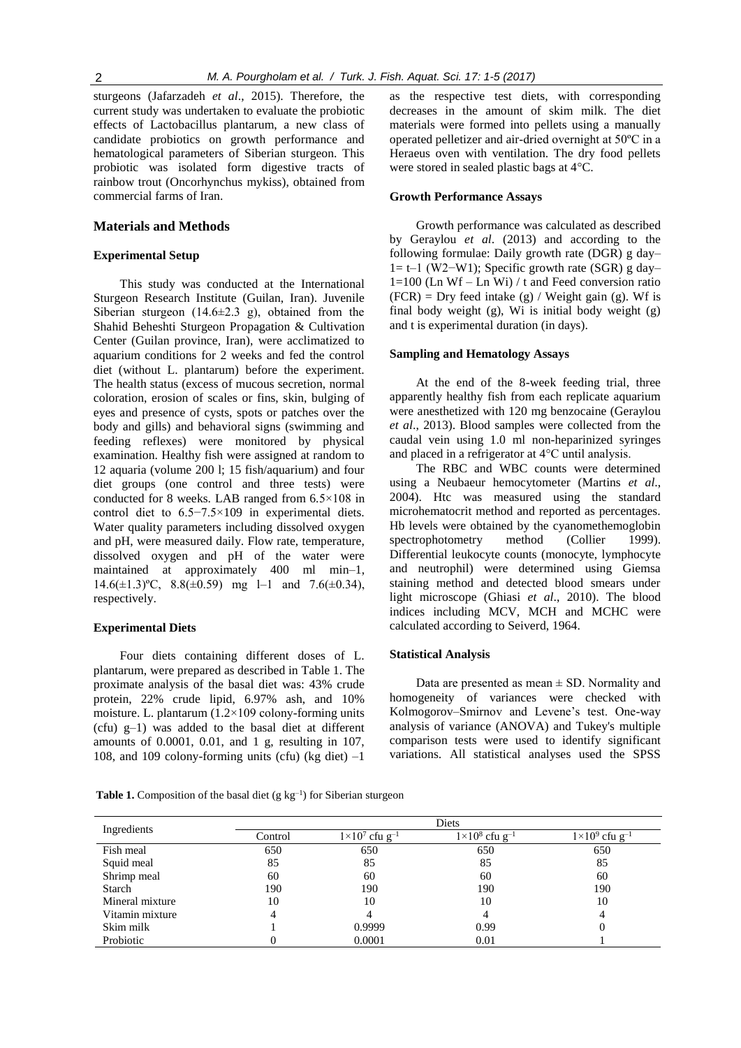sturgeons (Jafarzadeh *et al*., 2015). Therefore, the current study was undertaken to evaluate the probiotic effects of Lactobacillus plantarum, a new class of candidate probiotics on growth performance and hematological parameters of Siberian sturgeon. This probiotic was isolated form digestive tracts of rainbow trout (Oncorhynchus mykiss), obtained from commercial farms of Iran.

## Materials and Methods

### Experimental Setup

This study was conducted at the International Sturgeon Research Institute (Guilan, Iran). Juvenile Siberian sturgeon (14.6±2.3 g), obtained from the Shahid Beheshti Sturgeon Propagation & Cultivation Center (Guilan province, Iran), were acclimatized to aquarium conditions for 2 weeks and fed the control diet (without L. plantarum) before the experiment. The health status (excess of mucous secretion, normal coloration, erosion of scales or fins, skin, bulging of eyes and presence of cysts, spots or patches over the body and gills) and behavioral signs (swimming and feeding reflexes) were monitored by physical examination. Healthy fish were assigned at random to 12 aquaria (volume 200 l; 15 fish/aquarium) and four diet groups (one control and three tests) were conducted for 8 weeks. LAB ranged from 6.5×108 in control diet to 6.5−7.5×109 in experimental diets. Water quality parameters including dissolved oxygen and pH, were measured daily. Flow rate, temperature, dissolved oxygen and pH of the water were maintained at approximately 400 ml min–1, 14.6(±1.3)ºC, 8.8(±0.59) mg l–1 and 7.6(±0.34), respectively.

### Experimental Diets

Four diets containing different doses of L. plantarum, were prepared as described in Table 1. The proximate analysis of the basal diet was: 43% crude protein, 22% crude lipid, 6.97% ash, and 10% moisture. L. plantarum (1.2×109 colony-forming units (cfu) g–1) was added to the basal diet at different amounts of 0.0001, 0.01, and 1 g, resulting in 107, 108, and 109 colony-forming units (cfu) (kg diet) –1 as the respective test diets, with corresponding decreases in the amount of skim milk. The diet materials were formed into pellets using a manually operated pelletizer and air-dried overnight at 50ºC in a Heraeus oven with ventilation. The dry food pellets were stored in sealed plastic bags at 4°C.

### Growth Performance Assays

Growth performance was calculated as described by Geraylou *et al*. (2013) and according to the following formulae: Daily growth rate (DGR) g day–1= t–1 (W2−W1); Specific growth rate (SGR) g day–1=100 (Ln Wf – Ln Wi) / t and Feed conversion ratio (FCR) = Dry feed intake (g) / Weight gain (g). Wf is final body weight (g), Wi is initial body weight (g) and t is experimental duration (in days).

### Sampling and Hematology Assays

At the end of the 8-week feeding trial, three apparently healthy fish from each replicate aquarium were anesthetized with 120 mg benzocaine (Geraylou *et al*., 2013). Blood samples were collected from the caudal vein using 1.0 ml non-heparinized syringes and placed in a refrigerator at 4°C until analysis.

The RBC and WBC counts were determined using a Neubaeur hemocytometer (Martins *et al*., 2004). Htc was measured using the standard microhematocrit method and reported as percentages. Hb levels were obtained by the cyanomethemoglobin spectrophotometry method (Collier 1999). Differential leukocyte counts (monocyte, lymphocyte and neutrophil) were determined using Giemsa staining method and detected blood smears under light microscope (Ghiasi *et al*., 2010). The blood indices including MCV, MCH and MCHC were calculated according to Seiverd, 1964.

### Statistical Analysis

Data are presented as mean ± SD. Normality and homogeneity of variances were checked with Kolmogorov–Smirnov and Levene's test. One-way analysis of variance (ANOVA) and Tukey's multiple comparison tests were used to identify significant variations. All statistical analyses used the SPSS

**Table 1.** Composition of the basal diet (g $kg^{-1}$) for Siberian sturgeon

| Ingredients | Diets | | | |
|---|---|---|---|---|
| | Control | $1\times10^7$ cfu $g^{-1}$ | $1\times10^8$ cfu $g^{-1}$ | $1\times10^9$ cfu $g^{-1}$ |
| Fish meal | 650 | 650 | 650 | 650 |
| Squid meal | 85 | 85 | 85 | 85 |
| Shrimp meal | 60 | 60 | 60 | 60 |
| Starch | 190 | 190 | 190 | 190 |
| Mineral mixture | 10 | 10 | 10 | 10 |
| Vitamin mixture | 4 | 4 | 4 | 4 |
| Skim milk | 1 | 0.9999 | 0.99 | 0 |
| Probiotic | 0 | 0.0001 | 0.01 | 1 |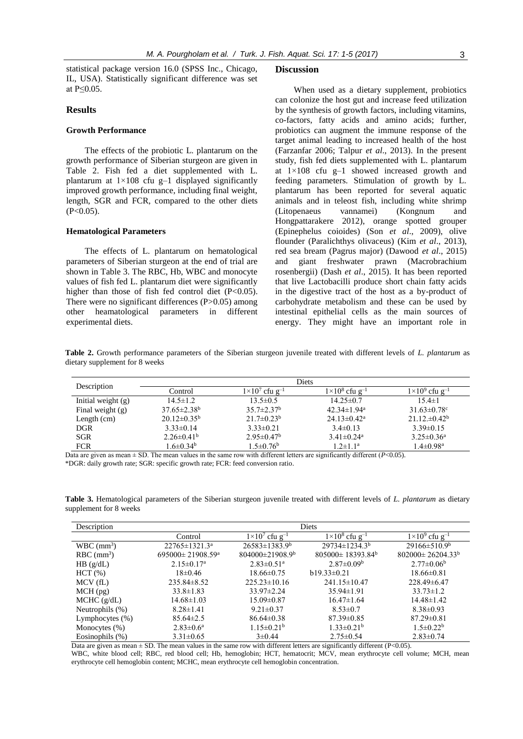statistical package version 16.0 (SPSS Inc., Chicago, IL, USA). Statistically significant difference was set at P≤0.05.

## Results

### Growth Performance

The effects of the probiotic L. plantarum on the growth performance of Siberian sturgeon are given in Table 2. Fish fed a diet supplemented with L. plantarum at 1×108 cfu g–1 displayed significantly improved growth performance, including final weight, length, SGR and FCR, compared to the other diets (P<0.05).

### Hematological Parameters

The effects of L. plantarum on hematological parameters of Siberian sturgeon at the end of trial are shown in Table 3. The RBC, Hb, WBC and monocyte values of fish fed L. plantarum diet were significantly higher than those of fish fed control diet (P<0.05). There were no significant differences (P>0.05) among other heamatological parameters in different experimental diets.

## Discussion

When used as a dietary supplement, probiotics can colonize the host gut and increase feed utilization by the synthesis of growth factors, including vitamins, co-factors, fatty acids and amino acids; further, probiotics can augment the immune response of the target animal leading to increased health of the host (Farzanfar 2006; Talpur *et al*., 2013). In the present study, fish fed diets supplemented with L. plantarum at 1×108 cfu g–1 showed increased growth and feeding parameters. Stimulation of growth by L. plantarum has been reported for several aquatic animals and in teleost fish, including white shrimp (Litopenaeus vannamei) (Kongnum and Hongpattarakere 2012), orange spotted grouper (Epinephelus coioides) (Son *et al*., 2009), olive flounder (Paralichthys olivaceus) (Kim *et al*., 2013), red sea bream (Pagrus major) (Dawood *et al*., 2015) and giant freshwater prawn (Macrobrachium rosenbergii) (Dash *et al*., 2015). It has been reported that live Lactobacilli produce short chain fatty acids in the digestive tract of the host as a by-product of carbohydrate metabolism and these can be used by intestinal epithelial cells as the main sources of energy. They might have an important role in

**Table 2.** Growth performance parameters of the Siberian sturgeon juvenile treated with different levels of *L. plantarum* as dietary supplement for 8 weeks

| Description | Diets | | | |
|---|---|---|---|---|
| | Control | $1{\times}10^7$ cfu $g^{-1}$ | $1{\times}10^8$ cfu $g^{-1}$ | $1{\times}10^9$ cfu $g^{-1}$ |
| Initial weight (g) | 14.5±1.2 | 13.5±0.5 | 14.25±0.7 | 15.4±1 |
| Final weight (g) | 37.65±2.38$^b$ | 35.7±2.37$^b$ | 42.34±1.94$^a$ | 31.63±0.78$^c$ |
| Length (cm) | 20.12±0.35$^b$ | 21.7±0.23$^b$ | 24.13±0.42$^a$ | 21.12.±0.42$^b$ |
| DGR | 3.33±0.14 | 3.33±0.21 | 3.4±0.13 | 3.39±0.15 |
| SGR | 2.26±0.41$^b$ | 2.95±0.47$^b$ | 3.41±0.24$^a$ | 3.25±0.36$^a$ |
| FCR | 1.6±0.34$^b$ | 1.5±0.76$^b$ | 1.2±1.1$^a$ | 1.4±0.98$^a$ |

Data are given as mean ± SD. The mean values in the same row with different letters are significantly different (*P*<0.05).
*DGR: daily growth rate; SGR: specific growth rate; FCR: feed conversion ratio.

**Table 3.** Hematological parameters of the Siberian sturgeon juvenile treated with different levels of *L. plantarum* as dietary supplement for 8 weeks

| Description | Diets | | | |
|---|---|---|---|---|
| | Control | $1{\times}10^7$ cfu $g^{-1}$ | $1{\times}10^8$ cfu $g^{-1}$ | $1{\times}10^9$ cfu $g^{-1}$ |
| WBC ($mm^3$) | 22765±1321.3$^a$ | 26583±1383.9$^b$ | 29734±1234.3$^b$ | 29166±510.9$^b$ |
| RBC ($mm^3$) | 695000± 21908.59$^a$ | 804000±21908.9$^b$ | 805000± 18393.84$^b$ | 802000± 26204.33$^b$ |
| HB (g/dL) | 2.15±0.17$^a$ | 2.83±0.51$^a$ | 2.87±0.09$^b$ | 2.77±0.06$^b$ |
| HCT (%) | 18±0.46 | 18.66±0.75 | b19.33±0.21 | 18.66±0.81 |
| MCV (fL) | 235.84±8.52 | 225.23±10.16 | 241.15±10.47 | 228.49±6.47 |
| MCH (pg) | 33.8±1.83 | 33.97±2.24 | 35.94±1.91 | 33.73±1.2 |
| MCHC (g/dL) | 14.68±1.03 | 15.09±0.87 | 16.47±1.64 | 14.48±1.42 |
| Neutrophils (%) | 8.28±1.41 | 9.21±0.37 | 8.53±0.7 | 8.38±0.93 |
| Lymphocytes (%) | 85.64±2.5 | 86.64±0.38 | 87.39±0.85 | 87.29±0.81 |
| Monocytes (%) | 2.83±0.6$^a$ | 1.15±0.21$^b$ | 1.33±0.21$^b$ | 1.5±0.22$^b$ |
| Eosinophils (%) | 3.31±0.65 | 3±0.44 | 2.75±0.54 | 2.83±0.74 |

Data are given as mean ± SD. The mean values in the same row with different letters are significantly different (P<0.05).
WBC, white blood cell; RBC, red blood cell; Hb, hemoglobin; HCT, hematocrit; MCV, mean erythrocyte cell volume; MCH, mean erythrocyte cell hemoglobin content; MCHC, mean erythrocyte cell hemoglobin concentration.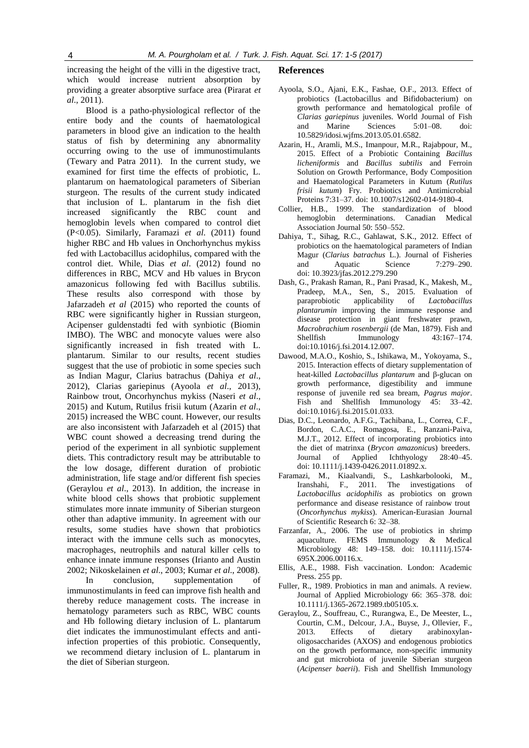increasing the height of the villi in the digestive tract, which would increase nutrient absorption by providing a greater absorptive surface area (Pirarat *et al*., 2011).

Blood is a patho-physiological reflector of the entire body and the counts of haematological parameters in blood give an indication to the health status of fish by determining any abnormality occurring owing to the use of immunostimulants (Tewary and Patra 2011). In the current study, we examined for first time the effects of probiotic, L. plantarum on haematological parameters of Siberian sturgeon. The results of the current study indicated that inclusion of L. plantarum in the fish diet increased significantly the RBC count and hemoglobin levels when compared to control diet (P<0.05). Similarly, Faramazi *et al*. (2011) found higher RBC and Hb values in Onchorhynchus mykiss fed with Lactobacillus acidophilus, compared with the control diet. While, Dias *et al*. (2012) found no differences in RBC, MCV and Hb values in Brycon amazonicus following fed with Bacillus subtilis. These results also correspond with those by Jafarzadeh *et al* (2015) who reported the counts of RBC were significantly higher in Russian sturgeon, Acipenser guldenstadti fed with synbiotic (Biomin IMBO). The WBC and monocyte values were also significantly increased in fish treated with L. plantarum. Similar to our results, recent studies suggest that the use of probiotic in some species such as Indian Magur, Clarius batrachus (Dahiya *et al*., 2012), Clarias gariepinus (Ayoola *et al*., 2013), Rainbow trout, Oncorhynchus mykiss (Naseri *et al*., 2015) and Kutum, Rutilus frisii kutum (Azarin *et al*., 2015) increased the WBC count. However, our results are also inconsistent with Jafarzadeh et al (2015) that WBC count showed a decreasing trend during the period of the experiment in all synbiotic supplement diets. This contradictory result may be attributable to the low dosage, different duration of probiotic administration, life stage and/or different fish species (Geraylou *et al*., 2013). In addition, the increase in white blood cells shows that probiotic supplement stimulates more innate immunity of Siberian sturgeon other than adaptive immunity. In agreement with our results, some studies have shown that probiotics interact with the immune cells such as monocytes, macrophages, neutrophils and natural killer cells to enhance innate immune responses (Irianto and Austin 2002; Nikoskelainen *et al*., 2003; Kumar *et al*., 2008).

In conclusion, supplementation of immunostimulants in feed can improve fish health and thereby reduce management costs. The increase in hematology parameters such as RBC, WBC counts and Hb following dietary inclusion of L. plantarum diet indicates the immunostimulant effects and anti-infection properties of this probiotic. Consequently, we recommend dietary inclusion of L. plantarum in the diet of Siberian sturgeon.

## References

Ayoola, S.O., Ajani, E.K., Fashae, O.F., 2013. Effect of probiotics (Lactobacillus and Bifidobacterium) on growth performance and hematological profile of *Clarias gariepinus* juveniles. World Journal of Fish and Marine Sciences 5:01–08. doi: 10.5829/idosi.wjfms.2013.05.01.6582.

Azarin, H., Aramli, M.S., Imanpour, M.R., Rajabpour, M., 2015. Effect of a Probiotic Containing *Bacillus licheniformis* and *Bacillus subtilis* and Ferroin Solution on Growth Performance, Body Composition and Haematological Parameters in Kutum (*Rutilus frisii kutum*) Fry. Probiotics and Antimicrobial Proteins 7:31–37. doi: 10.1007/s12602-014-9180-4.

Collier, H.B., 1999. The standardization of blood hemoglobin determinations. Canadian Medical Association Journal 50: 550–552.

Dahiya, T., Sihag, R.C., Gahlawat, S.K., 2012. Effect of probiotics on the haematological parameters of Indian Magur (*Clarius batrachus* L.). Journal of Fisheries and Aquatic Science 7:279–290. doi: 10.3923/jfas.2012.279.290

Dash, G., Prakash Raman, R., Pani Prasad, K., Makesh, M., Pradeep, M.A., Sen, S., 2015. Evaluation of paraprobiotic applicability of *Lactobacillus plantarumin* improving the immune response and disease protection in giant freshwater prawn, *Macrobrachium rosenbergii* (de Man, 1879). Fish and Shellfish Immunology 43:167–174. doi:10.1016/j.fsi.2014.12.007.

Dawood, M.A.O., Koshio, S., Ishikawa, M., Yokoyama, S., 2015. Interaction effects of dietary supplementation of heat-killed *Lactobacillus plantarum* and β-glucan on growth performance, digestibility and immune response of juvenile red sea bream, *Pagrus major*. Fish and Shellfish Immunology 45: 33–42. doi:10.1016/j.fsi.2015.01.033.

Dias, D.C., Leonardo, A.F.G., Tachibana, L., Correa, C.F., Bordon, C.A.C., Romagosa, E., Ranzani-Paiva, M.J.T., 2012. Effect of incorporating probiotics into the diet of matrinxa (*Brycon amazonicus*) breeders. Journal of Applied Ichthyology 28:40–45. doi: 10.1111/j.1439-0426.2011.01892.x.

Faramazi, M., Kiaalvandi, S., Lashkarbolooki, M., Iranshahi, F., 2011. The investigations of *Lactobacillus acidophilis* as probiotics on grown performance and disease resistance of rainbow trout (*Oncorhynchus mykiss*). American-Eurasian Journal of Scientific Research 6: 32–38.

Farzanfar, A., 2006. The use of probiotics in shrimp aquaculture. FEMS Immunology & Medical Microbiology 48: 149–158. doi: 10.1111/j.1574-695X.2006.00116.x.

Ellis, A.E., 1988. Fish vaccination. London: Academic Press. 255 pp.

Fuller, R., 1989. Probiotics in man and animals. A review. Journal of Applied Microbiology 66: 365–378. doi: 10.1111/j.1365-2672.1989.tb05105.x.

Geraylou, Z., Souffreau, C., Rurangwa, E., De Meester, L., Courtin, C.M., Delcour, J.A., Buyse, J., Ollevier, F., 2013. Effects of dietary arabinoxylan-oligosaccharides (AXOS) and endogenous probiotics on the growth performance, non-specific immunity and gut microbiota of juvenile Siberian sturgeon (*Acipenser baerii*). Fish and Shellfish Immunology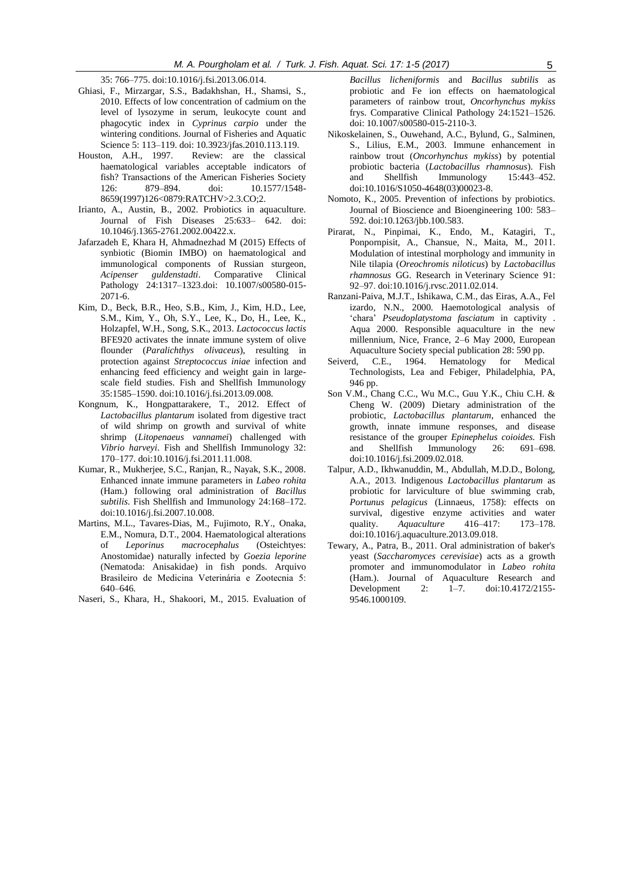35: 766–775. doi:10.1016/j.fsi.2013.06.014.

Ghiasi, F., Mirzargar, S.S., Badakhshan, H., Shamsi, S., 2010. Effects of low concentration of cadmium on the level of lysozyme in serum, leukocyte count and phagocytic index in *Cyprinus carpio* under the wintering conditions. Journal of Fisheries and Aquatic Science 5: 113–119. doi: 10.3923/jfas.2010.113.119.

Houston, A.H., 1997. Review: are the classical haematological variables acceptable indicators of fish? Transactions of the American Fisheries Society 126: 879–894. doi: 10.1577/1548-8659(1997)126<0879:RATCHV>2.3.CO;2.

Irianto, A., Austin, B., 2002. Probiotics in aquaculture. Journal of Fish Diseases 25:633– 642. doi: 10.1046/j.1365-2761.2002.00422.x.

Jafarzadeh E, Khara H, Ahmadnezhad M (2015) Effects of synbiotic (Biomin IMBO) on haematological and immunological components of Russian sturgeon, *Acipenser guldenstadti*. Comparative Clinical Pathology 24:1317–1323.doi: 10.1007/s00580-015-2071-6.

Kim, D., Beck, B.R., Heo, S.B., Kim, J., Kim, H.D., Lee, S.M., Kim, Y., Oh, S.Y., Lee, K., Do, H., Lee, K., Holzapfel, W.H., Song, S.K., 2013. *Lactococcus lactis* BFE920 activates the innate immune system of olive flounder (*Paralichthys olivaceus*), resulting in protection against *Streptococcus iniae* infection and enhancing feed efficiency and weight gain in large-scale field studies. Fish and Shellfish Immunology 35:1585–1590. doi:10.1016/j.fsi.2013.09.008.

Kongnum, K., Hongpattarakere, T., 2012. Effect of *Lactobacillus plantarum* isolated from digestive tract of wild shrimp on growth and survival of white shrimp (*Litopenaeus vannamei*) challenged with *Vibrio harveyi*. Fish and Shellfish Immunology 32: 170–177. doi:10.1016/j.fsi.2011.11.008.

Kumar, R., Mukherjee, S.C., Ranjan, R., Nayak, S.K., 2008. Enhanced innate immune parameters in *Labeo rohita* (Ham.) following oral administration of *Bacillus subtilis*. Fish Shellfish and Immunology 24:168–172. doi:10.1016/j.fsi.2007.10.008.

Martins, M.L., Tavares-Dias, M., Fujimoto, R.Y., Onaka, E.M., Nomura, D.T., 2004. Haematological alterations of *Leporinus macrocephalus* (Osteichtyes: Anostomidae) naturally infected by *Goezia leporine* (Nematoda: Anisakidae) in fish ponds. Arquivo Brasileiro de Medicina Veterinária e Zootecnia 5: 640–646.

Naseri, S., Khara, H., Shakoori, M., 2015. Evaluation of *Bacillus licheniformis* and *Bacillus subtilis* as probiotic and Fe ion effects on haematological parameters of rainbow trout, *Oncorhynchus mykiss* frys. Comparative Clinical Pathology 24:1521–1526. doi: 10.1007/s00580-015-2110-3.

Nikoskelainen, S., Ouwehand, A.C., Bylund, G., Salminen, S., Lilius, E.M., 2003. Immune enhancement in rainbow trout (*Oncorhynchus mykiss*) by potential probiotic bacteria (*Lactobacillus rhamnosus*). Fish and Shellfish Immunology 15:443–452. doi:10.1016/S1050-4648(03)00023-8.

Nomoto, K., 2005. Prevention of infections by probiotics. Journal of Bioscience and Bioengineering 100: 583–592. doi:10.1263/jbb.100.583.

Pirarat, N., Pinpimai, K., Endo, M., Katagiri, T., Ponpornpisit, A., Chansue, N., Maita, M., 2011. Modulation of intestinal morphology and immunity in Nile tilapia (*Oreochromis niloticus*) by *Lactobacillus rhamnosus* GG. Research in Veterinary Science 91: 92–97. doi:10.1016/j.rvsc.2011.02.014.

Ranzani-Paiva, M.J.T., Ishikawa, C.M., das Eiras, A.A., Fel izardo, N.N., 2000. Haemotological analysis of 'chara' *Pseudoplatystoma fasciatum* in captivity . Aqua 2000. Responsible aquaculture in the new millennium, Nice, France, 2–6 May 2000, European Aquaculture Society special publication 28: 590 pp.

Seiverd, C.E., 1964. Hematology for Medical Technologists, Lea and Febiger, Philadelphia, PA, 946 pp.

Son V.M., Chang C.C., Wu M.C., Guu Y.K., Chiu C.H. & Cheng W. (2009) Dietary administration of the probiotic, *Lactobacillus plantarum*, enhanced the growth, innate immune responses, and disease resistance of the grouper *Epinephelus coioides.* Fish and Shellfish Immunology 26: 691–698. doi:10.1016/j.fsi.2009.02.018.

Talpur, A.D., Ikhwanuddin, M., Abdullah, M.D.D., Bolong, A.A., 2013. Indigenous *Lactobacillus plantarum* as probiotic for larviculture of blue swimming crab, *Portunus pelagicus* (Linnaeus, 1758): effects on survival, digestive enzyme activities and water quality. *Aquaculture* 416–417: 173–178. doi:10.1016/j.aquaculture.2013.09.018.

Tewary, A., Patra, B., 2011. Oral administration of baker's yeast (*Saccharomyces cerevisiae*) acts as a growth promoter and immunomodulator in *Labeo rohita* (Ham.). Journal of Aquaculture Research and Development 2: 1–7. doi:10.4172/2155-9546.1000109.